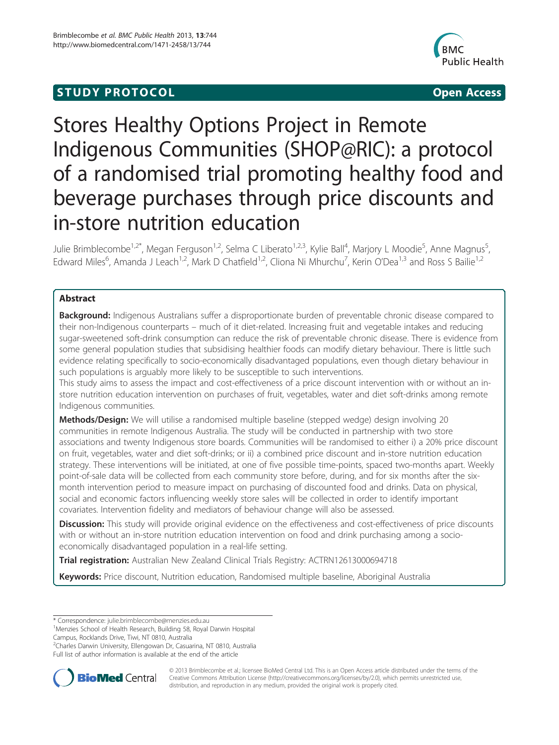**STUDY PROTOCOL** **Open Access**

# Stores Healthy Options Project in Remote Indigenous Communities (SHOP@RIC): a protocol of a randomised trial promoting healthy food and beverage purchases through price discounts and in-store nutrition education

Julie Brimblecombe[1,2*], Megan Ferguson[1,2], Selma C Liberato[1,2,3], Kylie Ball[4], Marjory L Moodie[5], Anne Magnus[5], Edward Miles[6], Amanda J Leach[1,2], Mark D Chatfield[1,2], Cliona Ni Mhurchu[7], Kerin O'Dea[1,3] and Ross S Bailie[1,2]

## Abstract

**Background:** Indigenous Australians suffer a disproportionate burden of preventable chronic disease compared to their non-Indigenous counterparts – much of it diet-related. Increasing fruit and vegetable intakes and reducing sugar-sweetened soft-drink consumption can reduce the risk of preventable chronic disease. There is evidence from some general population studies that subsidising healthier foods can modify dietary behaviour. There is little such evidence relating specifically to socio-economically disadvantaged populations, even though dietary behaviour in such populations is arguably more likely to be susceptible to such interventions.

This study aims to assess the impact and cost-effectiveness of a price discount intervention with or without an in-store nutrition education intervention on purchases of fruit, vegetables, water and diet soft-drinks among remote Indigenous communities.

**Methods/Design:** We will utilise a randomised multiple baseline (stepped wedge) design involving 20 communities in remote Indigenous Australia. The study will be conducted in partnership with two store associations and twenty Indigenous store boards. Communities will be randomised to either i) a 20% price discount on fruit, vegetables, water and diet soft-drinks; or ii) a combined price discount and in-store nutrition education strategy. These interventions will be initiated, at one of five possible time-points, spaced two-months apart. Weekly point-of-sale data will be collected from each community store before, during, and for six months after the six-month intervention period to measure impact on purchasing of discounted food and drinks. Data on physical, social and economic factors influencing weekly store sales will be collected in order to identify important covariates. Intervention fidelity and mediators of behaviour change will also be assessed.

**Discussion:** This study will provide original evidence on the effectiveness and cost-effectiveness of price discounts with or without an in-store nutrition education intervention on food and drink purchasing among a socio-economically disadvantaged population in a real-life setting.

**Trial registration:** Australian New Zealand Clinical Trials Registry: ACTRN12613000694718

**Keywords:** Price discount, Nutrition education, Randomised multiple baseline, Aboriginal Australia

\* Correspondence: julie.brimblecombe@menzies.edu.au
[1]Menzies School of Health Research, Building 58, Royal Darwin Hospital Campus, Rocklands Drive, Tiwi, NT 0810, Australia
[2]Charles Darwin University, Ellengowan Dr, Casuarina, NT 0810, Australia
Full list of author information is available at the end of the article

© 2013 Brimblecombe et al.; licensee BioMed Central Ltd. This is an Open Access article distributed under the terms of the Creative Commons Attribution License (http://creativecommons.org/licenses/by/2.0), which permits unrestricted use, distribution, and reproduction in any medium, provided the original work is properly cited.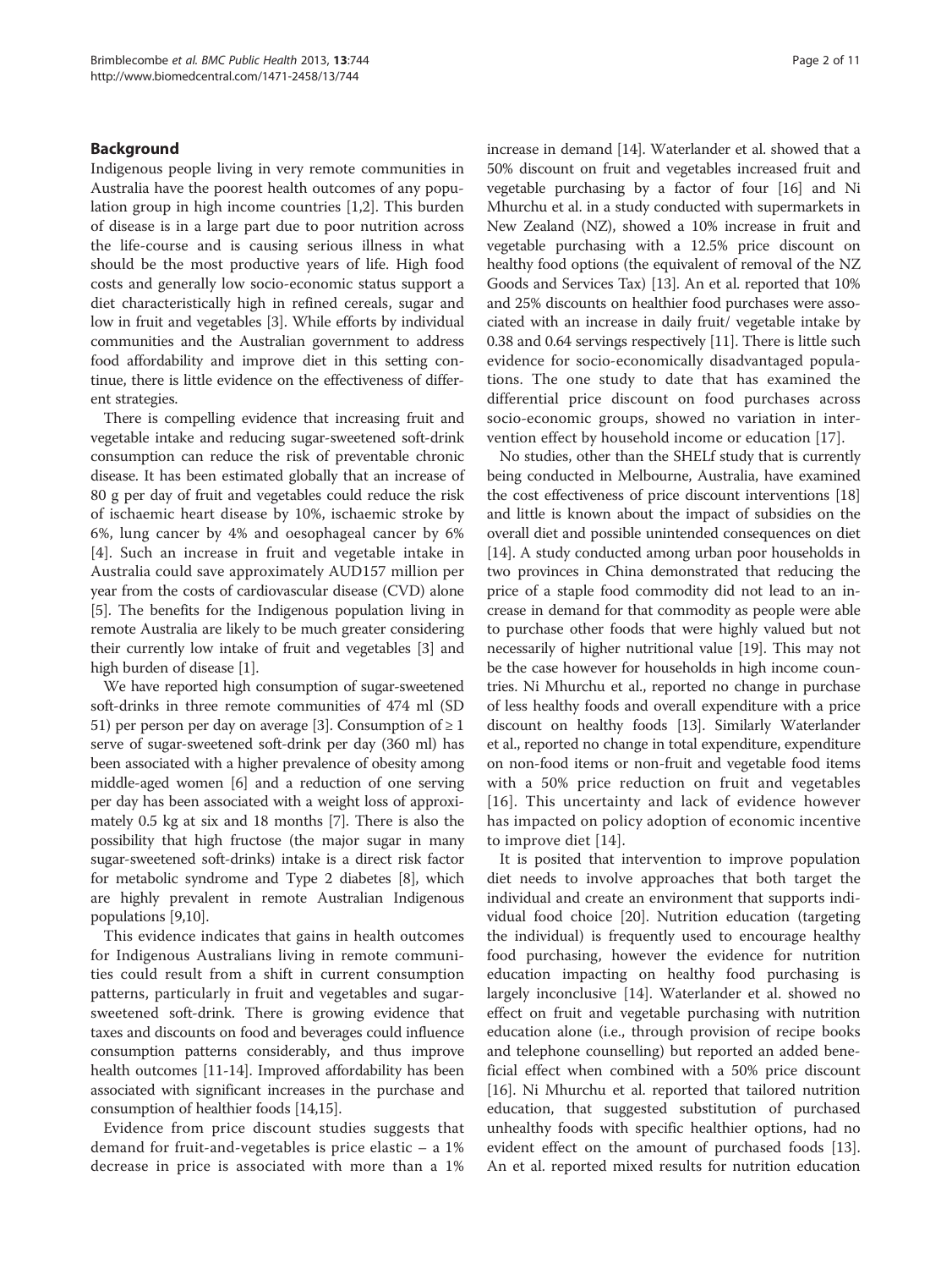## Background

Indigenous people living in very remote communities in Australia have the poorest health outcomes of any population group in high income countries [1,2]. This burden of disease is in a large part due to poor nutrition across the life-course and is causing serious illness in what should be the most productive years of life. High food costs and generally low socio-economic status support a diet characteristically high in refined cereals, sugar and low in fruit and vegetables [3]. While efforts by individual communities and the Australian government to address food affordability and improve diet in this setting continue, there is little evidence on the effectiveness of different strategies.

There is compelling evidence that increasing fruit and vegetable intake and reducing sugar-sweetened soft-drink consumption can reduce the risk of preventable chronic disease. It has been estimated globally that an increase of 80 g per day of fruit and vegetables could reduce the risk of ischaemic heart disease by 10%, ischaemic stroke by 6%, lung cancer by 4% and oesophageal cancer by 6% [4]. Such an increase in fruit and vegetable intake in Australia could save approximately AUD157 million per year from the costs of cardiovascular disease (CVD) alone [5]. The benefits for the Indigenous population living in remote Australia are likely to be much greater considering their currently low intake of fruit and vegetables [3] and high burden of disease [1].

We have reported high consumption of sugar-sweetened soft-drinks in three remote communities of 474 ml (SD 51) per person per day on average [3]. Consumption of ≥ 1 serve of sugar-sweetened soft-drink per day (360 ml) has been associated with a higher prevalence of obesity among middle-aged women [6] and a reduction of one serving per day has been associated with a weight loss of approximately 0.5 kg at six and 18 months [7]. There is also the possibility that high fructose (the major sugar in many sugar-sweetened soft-drinks) intake is a direct risk factor for metabolic syndrome and Type 2 diabetes [8], which are highly prevalent in remote Australian Indigenous populations [9,10].

This evidence indicates that gains in health outcomes for Indigenous Australians living in remote communities could result from a shift in current consumption patterns, particularly in fruit and vegetables and sugar-sweetened soft-drink. There is growing evidence that taxes and discounts on food and beverages could influence consumption patterns considerably, and thus improve health outcomes [11-14]. Improved affordability has been associated with significant increases in the purchase and consumption of healthier foods [14,15].

Evidence from price discount studies suggests that demand for fruit-and-vegetables is price elastic – a 1% decrease in price is associated with more than a 1% increase in demand [14]. Waterlander et al. showed that a 50% discount on fruit and vegetables increased fruit and vegetable purchasing by a factor of four [16] and Ni Mhurchu et al. in a study conducted with supermarkets in New Zealand (NZ), showed a 10% increase in fruit and vegetable purchasing with a 12.5% price discount on healthy food options (the equivalent of removal of the NZ Goods and Services Tax) [13]. An et al. reported that 10% and 25% discounts on healthier food purchases were associated with an increase in daily fruit/ vegetable intake by 0.38 and 0.64 servings respectively [11]. There is little such evidence for socio-economically disadvantaged populations. The one study to date that has examined the differential price discount on food purchases across socio-economic groups, showed no variation in intervention effect by household income or education [17].

No studies, other than the SHELf study that is currently being conducted in Melbourne, Australia, have examined the cost effectiveness of price discount interventions [18] and little is known about the impact of subsidies on the overall diet and possible unintended consequences on diet [14]. A study conducted among urban poor households in two provinces in China demonstrated that reducing the price of a staple food commodity did not lead to an increase in demand for that commodity as people were able to purchase other foods that were highly valued but not necessarily of higher nutritional value [19]. This may not be the case however for households in high income countries. Ni Mhurchu et al., reported no change in purchase of less healthy foods and overall expenditure with a price discount on healthy foods [13]. Similarly Waterlander et al., reported no change in total expenditure, expenditure on non-food items or non-fruit and vegetable food items with a 50% price reduction on fruit and vegetables [16]. This uncertainty and lack of evidence however has impacted on policy adoption of economic incentive to improve diet [14].

It is posited that intervention to improve population diet needs to involve approaches that both target the individual and create an environment that supports individual food choice [20]. Nutrition education (targeting the individual) is frequently used to encourage healthy food purchasing, however the evidence for nutrition education impacting on healthy food purchasing is largely inconclusive [14]. Waterlander et al. showed no effect on fruit and vegetable purchasing with nutrition education alone (i.e., through provision of recipe books and telephone counselling) but reported an added beneficial effect when combined with a 50% price discount [16]. Ni Mhurchu et al. reported that tailored nutrition education, that suggested substitution of purchased unhealthy foods with specific healthier options, had no evident effect on the amount of purchased foods [13]. An et al. reported mixed results for nutrition education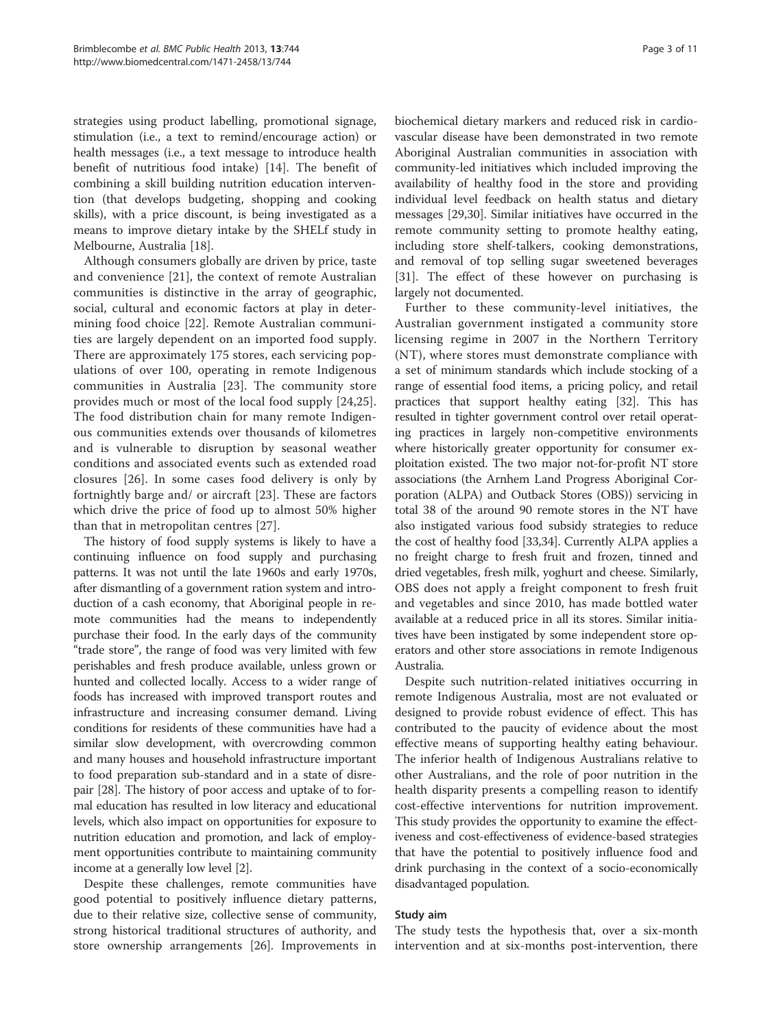strategies using product labelling, promotional signage, stimulation (i.e., a text to remind/encourage action) or health messages (i.e., a text message to introduce health benefit of nutritious food intake) [14]. The benefit of combining a skill building nutrition education intervention (that develops budgeting, shopping and cooking skills), with a price discount, is being investigated as a means to improve dietary intake by the SHELf study in Melbourne, Australia [18].

Although consumers globally are driven by price, taste and convenience [21], the context of remote Australian communities is distinctive in the array of geographic, social, cultural and economic factors at play in determining food choice [22]. Remote Australian communities are largely dependent on an imported food supply. There are approximately 175 stores, each servicing populations of over 100, operating in remote Indigenous communities in Australia [23]. The community store provides much or most of the local food supply [24,25]. The food distribution chain for many remote Indigenous communities extends over thousands of kilometres and is vulnerable to disruption by seasonal weather conditions and associated events such as extended road closures [26]. In some cases food delivery is only by fortnightly barge and/ or aircraft [23]. These are factors which drive the price of food up to almost 50% higher than that in metropolitan centres [27].

The history of food supply systems is likely to have a continuing influence on food supply and purchasing patterns. It was not until the late 1960s and early 1970s, after dismantling of a government ration system and introduction of a cash economy, that Aboriginal people in remote communities had the means to independently purchase their food. In the early days of the community "trade store", the range of food was very limited with few perishables and fresh produce available, unless grown or hunted and collected locally. Access to a wider range of foods has increased with improved transport routes and infrastructure and increasing consumer demand. Living conditions for residents of these communities have had a similar slow development, with overcrowding common and many houses and household infrastructure important to food preparation sub-standard and in a state of disrepair [28]. The history of poor access and uptake of to formal education has resulted in low literacy and educational levels, which also impact on opportunities for exposure to nutrition education and promotion, and lack of employment opportunities contribute to maintaining community income at a generally low level [2].

Despite these challenges, remote communities have good potential to positively influence dietary patterns, due to their relative size, collective sense of community, strong historical traditional structures of authority, and store ownership arrangements [26]. Improvements in biochemical dietary markers and reduced risk in cardiovascular disease have been demonstrated in two remote Aboriginal Australian communities in association with community-led initiatives which included improving the availability of healthy food in the store and providing individual level feedback on health status and dietary messages [29,30]. Similar initiatives have occurred in the remote community setting to promote healthy eating, including store shelf-talkers, cooking demonstrations, and removal of top selling sugar sweetened beverages [31]. The effect of these however on purchasing is largely not documented.

Further to these community-level initiatives, the Australian government instigated a community store licensing regime in 2007 in the Northern Territory (NT), where stores must demonstrate compliance with a set of minimum standards which include stocking of a range of essential food items, a pricing policy, and retail practices that support healthy eating [32]. This has resulted in tighter government control over retail operating practices in largely non-competitive environments where historically greater opportunity for consumer exploitation existed. The two major not-for-profit NT store associations (the Arnhem Land Progress Aboriginal Corporation (ALPA) and Outback Stores (OBS)) servicing in total 38 of the around 90 remote stores in the NT have also instigated various food subsidy strategies to reduce the cost of healthy food [33,34]. Currently ALPA applies a no freight charge to fresh fruit and frozen, tinned and dried vegetables, fresh milk, yoghurt and cheese. Similarly, OBS does not apply a freight component to fresh fruit and vegetables and since 2010, has made bottled water available at a reduced price in all its stores. Similar initiatives have been instigated by some independent store operators and other store associations in remote Indigenous Australia.

Despite such nutrition-related initiatives occurring in remote Indigenous Australia, most are not evaluated or designed to provide robust evidence of effect. This has contributed to the paucity of evidence about the most effective means of supporting healthy eating behaviour. The inferior health of Indigenous Australians relative to other Australians, and the role of poor nutrition in the health disparity presents a compelling reason to identify cost-effective interventions for nutrition improvement. This study provides the opportunity to examine the effectiveness and cost-effectiveness of evidence-based strategies that have the potential to positively influence food and drink purchasing in the context of a socio-economically disadvantaged population.

## Study aim

The study tests the hypothesis that, over a six-month intervention and at six-months post-intervention, there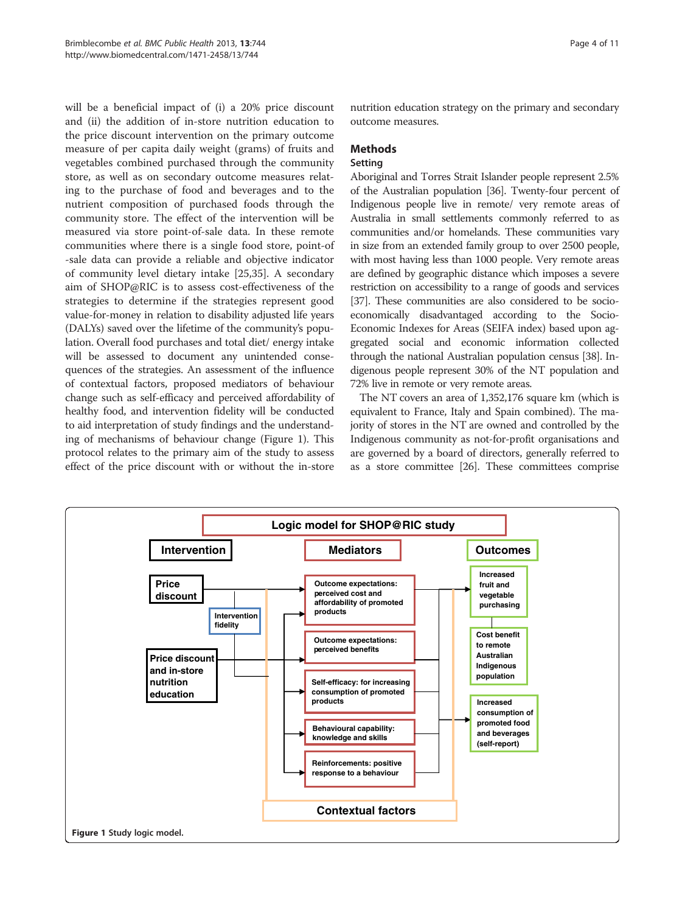will be a beneficial impact of (i) a 20% price discount and (ii) the addition of in-store nutrition education to the price discount intervention on the primary outcome measure of per capita daily weight (grams) of fruits and vegetables combined purchased through the community store, as well as on secondary outcome measures relating to the purchase of food and beverages and to the nutrient composition of purchased foods through the community store. The effect of the intervention will be measured via store point-of-sale data. In these remote communities where there is a single food store, point-of-sale data can provide a reliable and objective indicator of community level dietary intake [25,35]. A secondary aim of SHOP@RIC is to assess cost-effectiveness of the strategies to determine if the strategies represent good value-for-money in relation to disability adjusted life years (DALYs) saved over the lifetime of the community's population. Overall food purchases and total diet/ energy intake will be assessed to document any unintended consequences of the strategies. An assessment of the influence of contextual factors, proposed mediators of behaviour change such as self-efficacy and perceived affordability of healthy food, and intervention fidelity will be conducted to aid interpretation of study findings and the understanding of mechanisms of behaviour change (Figure 1). This protocol relates to the primary aim of the study to assess effect of the price discount with or without the in-store nutrition education strategy on the primary and secondary outcome measures.

## Methods

### Setting

Aboriginal and Torres Strait Islander people represent 2.5% of the Australian population [36]. Twenty-four percent of Indigenous people live in remote/ very remote areas of Australia in small settlements commonly referred to as communities and/or homelands. These communities vary in size from an extended family group to over 2500 people, with most having less than 1000 people. Very remote areas are defined by geographic distance which imposes a severe restriction on accessibility to a range of goods and services [37]. These communities are also considered to be socio-economically disadvantaged according to the Socio-Economic Indexes for Areas (SEIFA index) based upon aggregated social and economic information collected through the national Australian population census [38]. Indigenous people represent 30% of the NT population and 72% live in remote or very remote areas.

The NT covers an area of 1,352,176 square km (which is equivalent to France, Italy and Spain combined). The majority of stores in the NT are owned and controlled by the Indigenous community as not-for-profit organisations and are governed by a board of directors, generally referred to as a store committee [26]. These committees comprise

Logic model for SHOP@RIC study

| Intervention | Mediators | Outcomes |
|---|---|---|
| Price discount | Outcome expectations: perceived cost and affordability of promoted products | Increased fruit and vegetable purchasing |
| Intervention fidelity | Outcome expectations: perceived benefits | Cost benefit to remote Australian Indigenous population |
| Price discount and in-store nutrition education | Self-efficacy: for increasing consumption of promoted products | Increased consumption of promoted food and beverages (self-report) |
| | Behavioural capability: knowledge and skills | |
| | Reinforcements: positive response to a behaviour | |

Contextual factors

**Figure 1** Study logic model.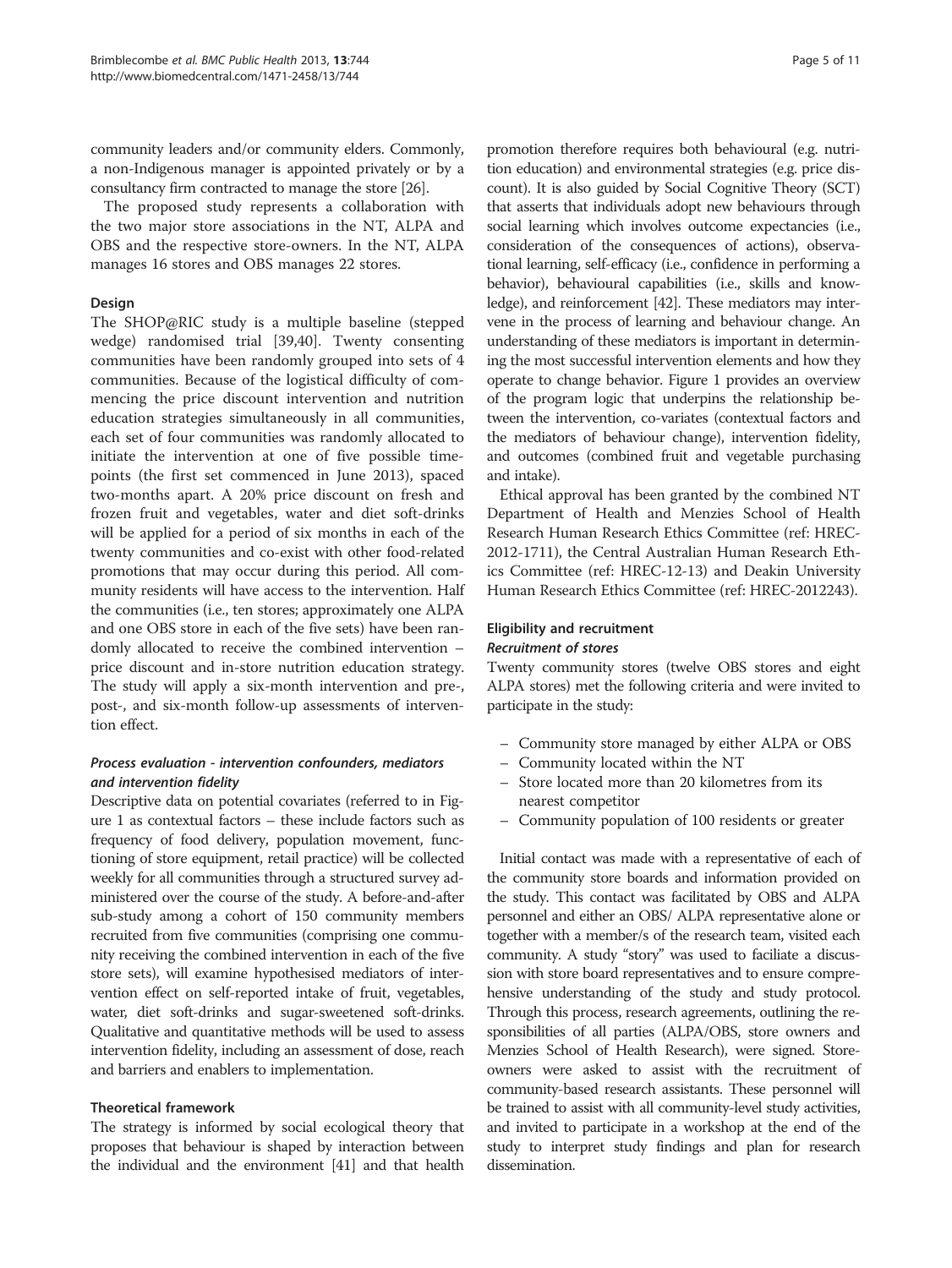community leaders and/or community elders. Commonly, a non-Indigenous manager is appointed privately or by a consultancy firm contracted to manage the store [26].

The proposed study represents a collaboration with the two major store associations in the NT, ALPA and OBS and the respective store-owners. In the NT, ALPA manages 16 stores and OBS manages 22 stores.

### Design

The SHOP@RIC study is a multiple baseline (stepped wedge) randomised trial [39,40]. Twenty consenting communities have been randomly grouped into sets of 4 communities. Because of the logistical difficulty of commencing the price discount intervention and nutrition education strategies simultaneously in all communities, each set of four communities was randomly allocated to initiate the intervention at one of five possible time-points (the first set commenced in June 2013), spaced two-months apart. A 20% price discount on fresh and frozen fruit and vegetables, water and diet soft-drinks will be applied for a period of six months in each of the twenty communities and co-exist with other food-related promotions that may occur during this period. All community residents will have access to the intervention. Half the communities (i.e., ten stores; approximately one ALPA and one OBS store in each of the five sets) have been randomly allocated to receive the combined intervention – price discount and in-store nutrition education strategy. The study will apply a six-month intervention and pre-, post-, and six-month follow-up assessments of intervention effect.

#### *Process evaluation - intervention confounders, mediators and intervention fidelity*

Descriptive data on potential covariates (referred to in Figure 1 as contextual factors – these include factors such as frequency of food delivery, population movement, functioning of store equipment, retail practice) will be collected weekly for all communities through a structured survey administered over the course of the study. A before-and-after sub-study among a cohort of 150 community members recruited from five communities (comprising one community receiving the combined intervention in each of the five store sets), will examine hypothesised mediators of intervention effect on self-reported intake of fruit, vegetables, water, diet soft-drinks and sugar-sweetened soft-drinks. Qualitative and quantitative methods will be used to assess intervention fidelity, including an assessment of dose, reach and barriers and enablers to implementation.

### Theoretical framework

The strategy is informed by social ecological theory that proposes that behaviour is shaped by interaction between the individual and the environment [41] and that health promotion therefore requires both behavioural (e.g. nutrition education) and environmental strategies (e.g. price discount). It is also guided by Social Cognitive Theory (SCT) that asserts that individuals adopt new behaviours through social learning which involves outcome expectancies (i.e., consideration of the consequences of actions), observational learning, self-efficacy (i.e., confidence in performing a behavior), behavioural capabilities (i.e., skills and knowledge), and reinforcement [42]. These mediators may intervene in the process of learning and behaviour change. An understanding of these mediators is important in determining the most successful intervention elements and how they operate to change behavior. Figure 1 provides an overview of the program logic that underpins the relationship between the intervention, co-variates (contextual factors and the mediators of behaviour change), intervention fidelity, and outcomes (combined fruit and vegetable purchasing and intake).

Ethical approval has been granted by the combined NT Department of Health and Menzies School of Health Research Human Research Ethics Committee (ref: HREC-2012-1711), the Central Australian Human Research Ethics Committee (ref: HREC-12-13) and Deakin University Human Research Ethics Committee (ref: HREC-2012243).

### Eligibility and recruitment

#### *Recruitment of stores*

Twenty community stores (twelve OBS stores and eight ALPA stores) met the following criteria and were invited to participate in the study:

- Community store managed by either ALPA or OBS
- Community located within the NT
- Store located more than 20 kilometres from its nearest competitor
- Community population of 100 residents or greater

Initial contact was made with a representative of each of the community store boards and information provided on the study. This contact was facilitated by OBS and ALPA personnel and either an OBS/ ALPA representative alone or together with a member/s of the research team, visited each community. A study "story" was used to faciliate a discussion with store board representatives and to ensure comprehensive understanding of the study and study protocol. Through this process, research agreements, outlining the responsibilities of all parties (ALPA/OBS, store owners and Menzies School of Health Research), were signed. Store-owners were asked to assist with the recruitment of community-based research assistants. These personnel will be trained to assist with all community-level study activities, and invited to participate in a workshop at the end of the study to interpret study findings and plan for research dissemination.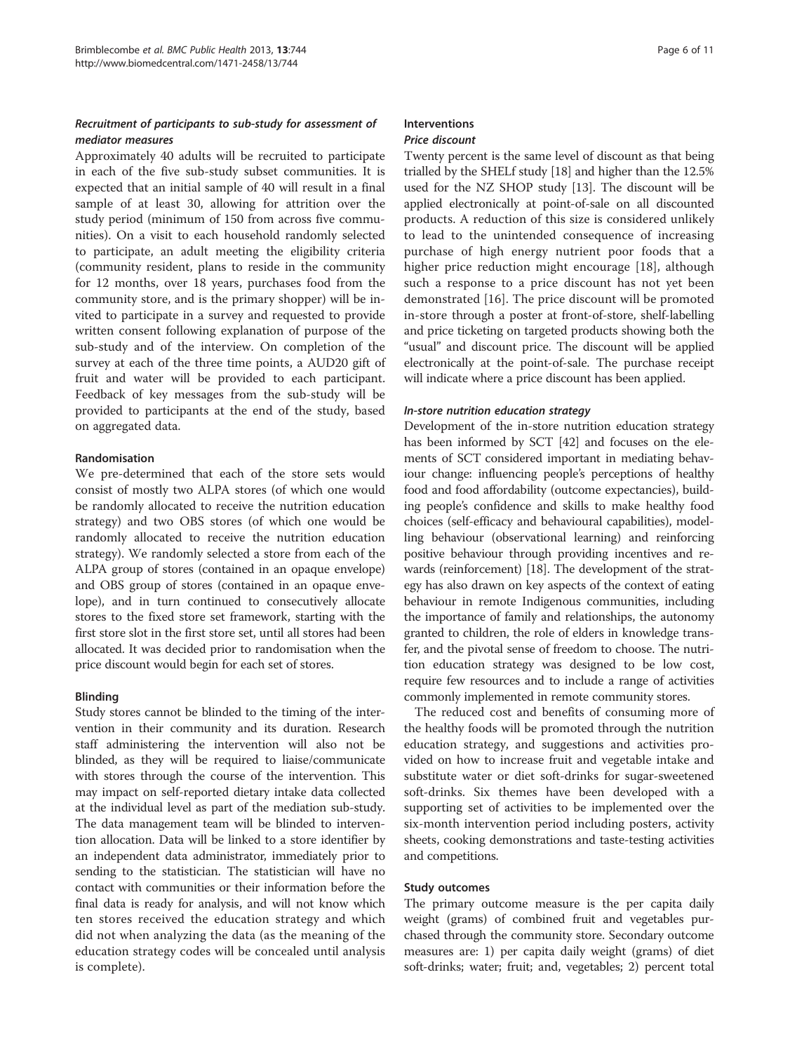### *Recruitment of participants to sub-study for assessment of mediator measures*

Approximately 40 adults will be recruited to participate in each of the five sub-study subset communities. It is expected that an initial sample of 40 will result in a final sample of at least 30, allowing for attrition over the study period (minimum of 150 from across five communities). On a visit to each household randomly selected to participate, an adult meeting the eligibility criteria (community resident, plans to reside in the community for 12 months, over 18 years, purchases food from the community store, and is the primary shopper) will be invited to participate in a survey and requested to provide written consent following explanation of purpose of the sub-study and of the interview. On completion of the survey at each of the three time points, a AUD20 gift of fruit and water will be provided to each participant. Feedback of key messages from the sub-study will be provided to participants at the end of the study, based on aggregated data.

#### Randomisation

We pre-determined that each of the store sets would consist of mostly two ALPA stores (of which one would be randomly allocated to receive the nutrition education strategy) and two OBS stores (of which one would be randomly allocated to receive the nutrition education strategy). We randomly selected a store from each of the ALPA group of stores (contained in an opaque envelope) and OBS group of stores (contained in an opaque envelope), and in turn continued to consecutively allocate stores to the fixed store set framework, starting with the first store slot in the first store set, until all stores had been allocated. It was decided prior to randomisation when the price discount would begin for each set of stores.

#### Blinding

Study stores cannot be blinded to the timing of the intervention in their community and its duration. Research staff administering the intervention will also not be blinded, as they will be required to liaise/communicate with stores through the course of the intervention. This may impact on self-reported dietary intake data collected at the individual level as part of the mediation sub-study. The data management team will be blinded to intervention allocation. Data will be linked to a store identifier by an independent data administrator, immediately prior to sending to the statistician. The statistician will have no contact with communities or their information before the final data is ready for analysis, and will not know which ten stores received the education strategy and which did not when analyzing the data (as the meaning of the education strategy codes will be concealed until analysis is complete).

#### Interventions

##### *Price discount*

Twenty percent is the same level of discount as that being trialled by the SHELf study [18] and higher than the 12.5% used for the NZ SHOP study [13]. The discount will be applied electronically at point-of-sale on all discounted products. A reduction of this size is considered unlikely to lead to the unintended consequence of increasing purchase of high energy nutrient poor foods that a higher price reduction might encourage [18], although such a response to a price discount has not yet been demonstrated [16]. The price discount will be promoted in-store through a poster at front-of-store, shelf-labelling and price ticketing on targeted products showing both the "usual" and discount price. The discount will be applied electronically at the point-of-sale. The purchase receipt will indicate where a price discount has been applied.

##### *In-store nutrition education strategy*

Development of the in-store nutrition education strategy has been informed by SCT [42] and focuses on the elements of SCT considered important in mediating behaviour change: influencing people's perceptions of healthy food and food affordability (outcome expectancies), building people's confidence and skills to make healthy food choices (self-efficacy and behavioural capabilities), modelling behaviour (observational learning) and reinforcing positive behaviour through providing incentives and rewards (reinforcement) [18]. The development of the strategy has also drawn on key aspects of the context of eating behaviour in remote Indigenous communities, including the importance of family and relationships, the autonomy granted to children, the role of elders in knowledge transfer, and the pivotal sense of freedom to choose. The nutrition education strategy was designed to be low cost, require few resources and to include a range of activities commonly implemented in remote community stores.

The reduced cost and benefits of consuming more of the healthy foods will be promoted through the nutrition education strategy, and suggestions and activities provided on how to increase fruit and vegetable intake and substitute water or diet soft-drinks for sugar-sweetened soft-drinks. Six themes have been developed with a supporting set of activities to be implemented over the six-month intervention period including posters, activity sheets, cooking demonstrations and taste-testing activities and competitions.

#### Study outcomes

The primary outcome measure is the per capita daily weight (grams) of combined fruit and vegetables purchased through the community store. Secondary outcome measures are: 1) per capita daily weight (grams) of diet soft-drinks; water; fruit; and, vegetables; 2) percent total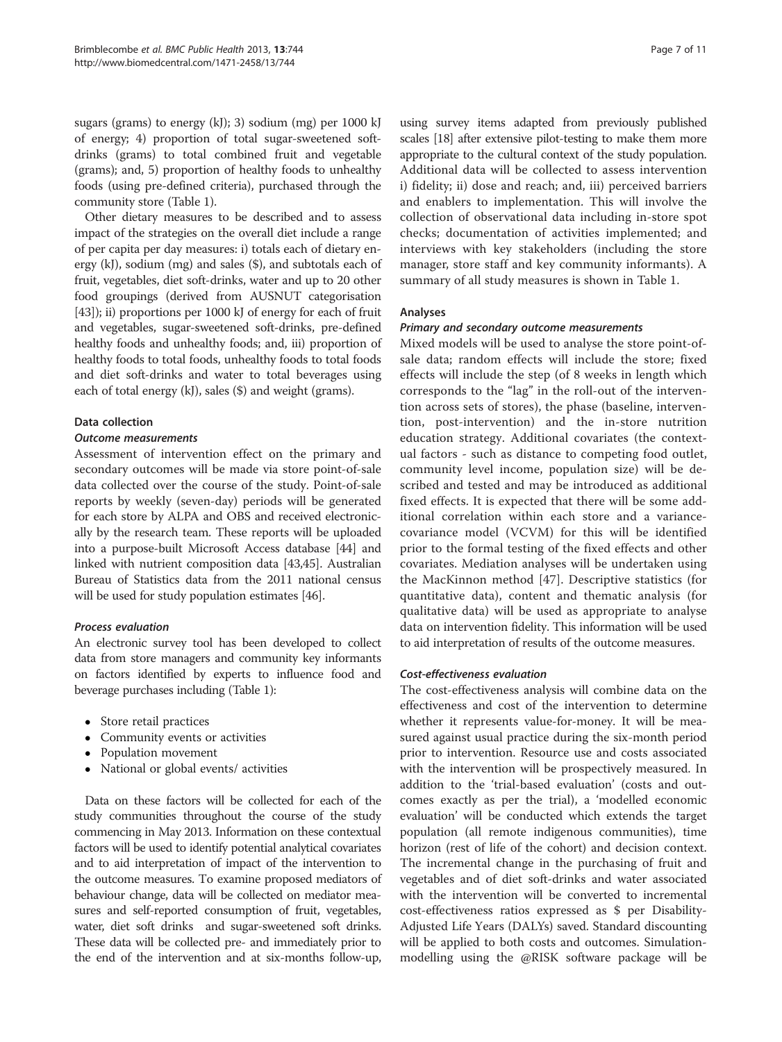sugars (grams) to energy (kJ); 3) sodium (mg) per 1000 kJ of energy; 4) proportion of total sugar-sweetened soft-drinks (grams) to total combined fruit and vegetable (grams); and, 5) proportion of healthy foods to unhealthy foods (using pre-defined criteria), purchased through the community store (Table 1).

Other dietary measures to be described and to assess impact of the strategies on the overall diet include a range of per capita per day measures: i) totals each of dietary energy (kJ), sodium (mg) and sales ($), and subtotals each of fruit, vegetables, diet soft-drinks, water and up to 20 other food groupings (derived from AUSNUT categorisation [43]); ii) proportions per 1000 kJ of energy for each of fruit and vegetables, sugar-sweetened soft-drinks, pre-defined healthy foods and unhealthy foods; and, iii) proportion of healthy foods to total foods, unhealthy foods to total foods and diet soft-drinks and water to total beverages using each of total energy (kJ), sales ($) and weight (grams).

### Data collection

#### *Outcome measurements*

Assessment of intervention effect on the primary and secondary outcomes will be made via store point-of-sale data collected over the course of the study. Point-of-sale reports by weekly (seven-day) periods will be generated for each store by ALPA and OBS and received electronically by the research team. These reports will be uploaded into a purpose-built Microsoft Access database [44] and linked with nutrient composition data [43,45]. Australian Bureau of Statistics data from the 2011 national census will be used for study population estimates [46].

#### *Process evaluation*

An electronic survey tool has been developed to collect data from store managers and community key informants on factors identified by experts to influence food and beverage purchases including (Table 1):

- Store retail practices
- Community events or activities
- Population movement
- National or global events/ activities

Data on these factors will be collected for each of the study communities throughout the course of the study commencing in May 2013. Information on these contextual factors will be used to identify potential analytical covariates and to aid interpretation of impact of the intervention to the outcome measures. To examine proposed mediators of behaviour change, data will be collected on mediator measures and self-reported consumption of fruit, vegetables, water, diet soft drinks and sugar-sweetened soft drinks. These data will be collected pre- and immediately prior to the end of the intervention and at six-months follow-up, using survey items adapted from previously published scales [18] after extensive pilot-testing to make them more appropriate to the cultural context of the study population. Additional data will be collected to assess intervention i) fidelity; ii) dose and reach; and, iii) perceived barriers and enablers to implementation. This will involve the collection of observational data including in-store spot checks; documentation of activities implemented; and interviews with key stakeholders (including the store manager, store staff and key community informants). A summary of all study measures is shown in Table 1.

### Analyses

#### *Primary and secondary outcome measurements*

Mixed models will be used to analyse the store point-of-sale data; random effects will include the store; fixed effects will include the step (of 8 weeks in length which corresponds to the "lag" in the roll-out of the intervention across sets of stores), the phase (baseline, intervention, post-intervention) and the in-store nutrition education strategy. Additional covariates (the contextual factors - such as distance to competing food outlet, community level income, population size) will be described and tested and may be introduced as additional fixed effects. It is expected that there will be some additional correlation within each store and a variance-covariance model (VCVM) for this will be identified prior to the formal testing of the fixed effects and other covariates. Mediation analyses will be undertaken using the MacKinnon method [47]. Descriptive statistics (for quantitative data), content and thematic analysis (for qualitative data) will be used as appropriate to analyse data on intervention fidelity. This information will be used to aid interpretation of results of the outcome measures.

#### *Cost-effectiveness evaluation*

The cost-effectiveness analysis will combine data on the effectiveness and cost of the intervention to determine whether it represents value-for-money. It will be measured against usual practice during the six-month period prior to intervention. Resource use and costs associated with the intervention will be prospectively measured. In addition to the 'trial-based evaluation' (costs and outcomes exactly as per the trial), a 'modelled economic evaluation' will be conducted which extends the target population (all remote indigenous communities), time horizon (rest of life of the cohort) and decision context. The incremental change in the purchasing of fruit and vegetables and of diet soft-drinks and water associated with the intervention will be converted to incremental cost-effectiveness ratios expressed as $ per Disability-Adjusted Life Years (DALYs) saved. Standard discounting will be applied to both costs and outcomes. Simulation-modelling using the @RISK software package will be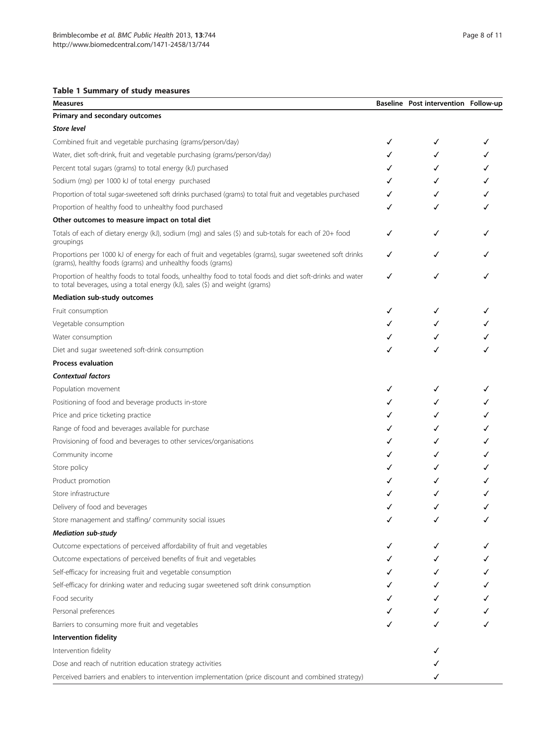## Table 1 Summary of study measures

| Measures | Baseline | Post intervention | Follow-up |
|---|---|---|---|
| **Primary and secondary outcomes** | | | |
| ***Store level*** | | | |
| Combined fruit and vegetable purchasing (grams/person/day) | ✓ | ✓ | ✓ |
| Water, diet soft-drink, fruit and vegetable purchasing (grams/person/day) | ✓ | ✓ | ✓ |
| Percent total sugars (grams) to total energy (kJ) purchased | ✓ | ✓ | ✓ |
| Sodium (mg) per 1000 kJ of total energy purchased | ✓ | ✓ | ✓ |
| Proportion of total sugar-sweetened soft drinks purchased (grams) to total fruit and vegetables purchased | ✓ | ✓ | ✓ |
| Proportion of healthy food to unhealthy food purchased | ✓ | ✓ | ✓ |
| **Other outcomes to measure impact on total diet** | | | |
| Totals of each of dietary energy (kJ), sodium (mg) and sales ($) and sub-totals for each of 20+ food groupings | ✓ | ✓ | ✓ |
| Proportions per 1000 kJ of energy for each of fruit and vegetables (grams), sugar sweetened soft drinks (grams), healthy foods (grams) and unhealthy foods (grams) | ✓ | ✓ | ✓ |
| Proportion of healthy foods to total foods, unhealthy food to total foods and diet soft-drinks and water to total beverages, using a total energy (kJ), sales ($) and weight (grams) | ✓ | ✓ | ✓ |
| **Mediation sub-study outcomes** | | | |
| Fruit consumption | ✓ | ✓ | ✓ |
| Vegetable consumption | ✓ | ✓ | ✓ |
| Water consumption | ✓ | ✓ | ✓ |
| Diet and sugar sweetened soft-drink consumption | ✓ | ✓ | ✓ |
| **Process evaluation** | | | |
| ***Contextual factors*** | | | |
| Population movement | ✓ | ✓ | ✓ |
| Positioning of food and beverage products in-store | ✓ | ✓ | ✓ |
| Price and price ticketing practice | ✓ | ✓ | ✓ |
| Range of food and beverages available for purchase | ✓ | ✓ | ✓ |
| Provisioning of food and beverages to other services/organisations | ✓ | ✓ | ✓ |
| Community income | ✓ | ✓ | ✓ |
| Store policy | ✓ | ✓ | ✓ |
| Product promotion | ✓ | ✓ | ✓ |
| Store infrastructure | ✓ | ✓ | ✓ |
| Delivery of food and beverages | ✓ | ✓ | ✓ |
| Store management and staffing/ community social issues | ✓ | ✓ | ✓ |
| ***Mediation sub-study*** | | | |
| Outcome expectations of perceived affordability of fruit and vegetables | ✓ | ✓ | ✓ |
| Outcome expectations of perceived benefits of fruit and vegetables | ✓ | ✓ | ✓ |
| Self-efficacy for increasing fruit and vegetable consumption | ✓ | ✓ | ✓ |
| Self-efficacy for drinking water and reducing sugar sweetened soft drink consumption | ✓ | ✓ | ✓ |
| Food security | ✓ | ✓ | ✓ |
| Personal preferences | ✓ | ✓ | ✓ |
| Barriers to consuming more fruit and vegetables | ✓ | ✓ | ✓ |
| **Intervention fidelity** | | | |
| Intervention fidelity | | ✓ | |
| Dose and reach of nutrition education strategy activities | | ✓ | |
| Perceived barriers and enablers to intervention implementation (price discount and combined strategy) | | ✓ | |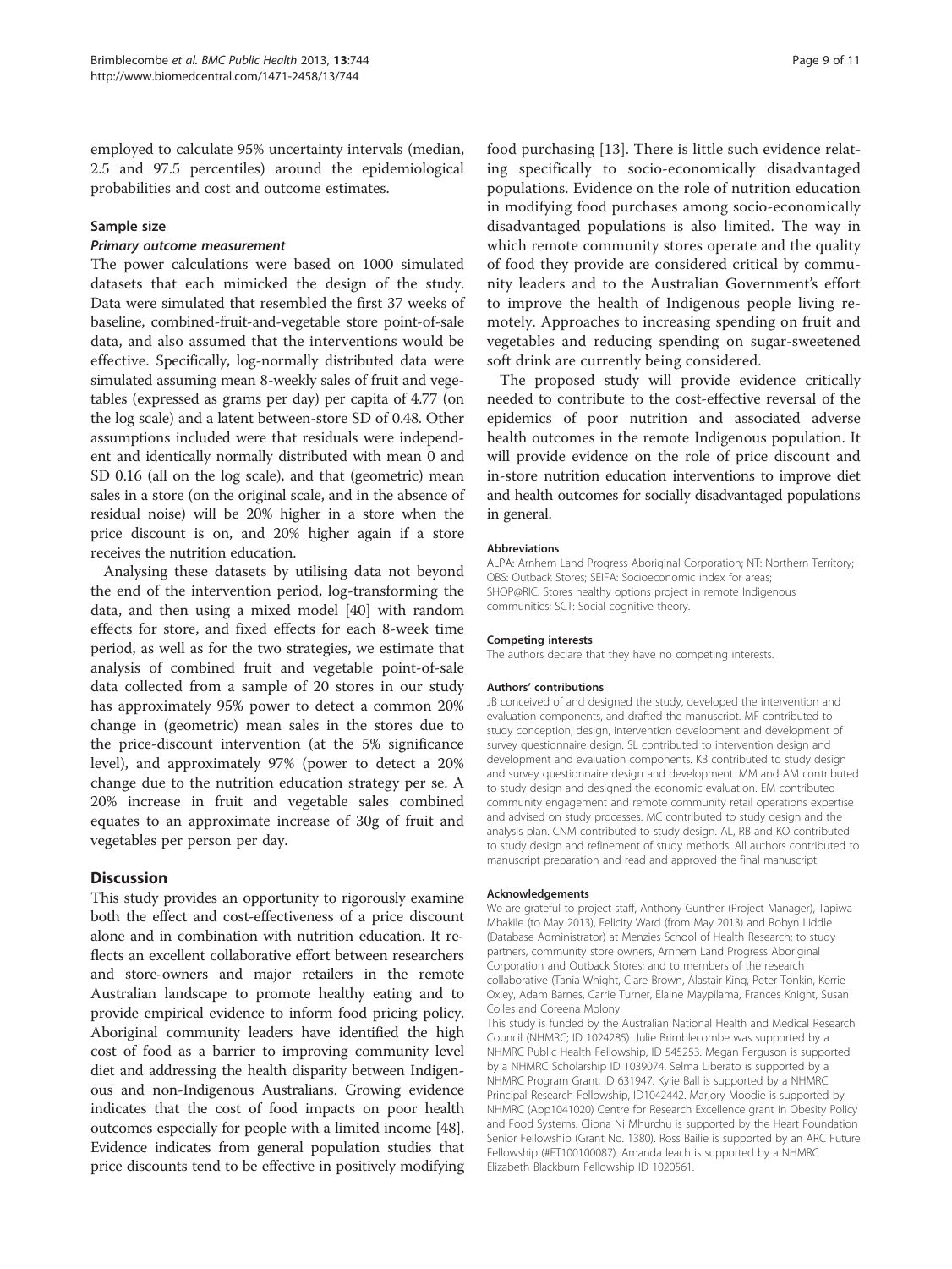employed to calculate 95% uncertainty intervals (median, 2.5 and 97.5 percentiles) around the epidemiological probabilities and cost and outcome estimates.

### Sample size

#### *Primary outcome measurement*

The power calculations were based on 1000 simulated datasets that each mimicked the design of the study. Data were simulated that resembled the first 37 weeks of baseline, combined-fruit-and-vegetable store point-of-sale data, and also assumed that the interventions would be effective. Specifically, log-normally distributed data were simulated assuming mean 8-weekly sales of fruit and vegetables (expressed as grams per day) per capita of 4.77 (on the log scale) and a latent between-store SD of 0.48. Other assumptions included were that residuals were independent and identically normally distributed with mean 0 and SD 0.16 (all on the log scale), and that (geometric) mean sales in a store (on the original scale, and in the absence of residual noise) will be 20% higher in a store when the price discount is on, and 20% higher again if a store receives the nutrition education.

Analysing these datasets by utilising data not beyond the end of the intervention period, log-transforming the data, and then using a mixed model [40] with random effects for store, and fixed effects for each 8-week time period, as well as for the two strategies, we estimate that analysis of combined fruit and vegetable point-of-sale data collected from a sample of 20 stores in our study has approximately 95% power to detect a common 20% change in (geometric) mean sales in the stores due to the price-discount intervention (at the 5% significance level), and approximately 97% (power to detect a 20% change due to the nutrition education strategy per se. A 20% increase in fruit and vegetable sales combined equates to an approximate increase of 30g of fruit and vegetables per person per day.

## Discussion

This study provides an opportunity to rigorously examine both the effect and cost-effectiveness of a price discount alone and in combination with nutrition education. It reflects an excellent collaborative effort between researchers and store-owners and major retailers in the remote Australian landscape to promote healthy eating and to provide empirical evidence to inform food pricing policy. Aboriginal community leaders have identified the high cost of food as a barrier to improving community level diet and addressing the health disparity between Indigenous and non-Indigenous Australians. Growing evidence indicates that the cost of food impacts on poor health outcomes especially for people with a limited income [48]. Evidence indicates from general population studies that price discounts tend to be effective in positively modifying food purchasing [13]. There is little such evidence relating specifically to socio-economically disadvantaged populations. Evidence on the role of nutrition education in modifying food purchases among socio-economically disadvantaged populations is also limited. The way in which remote community stores operate and the quality of food they provide are considered critical by community leaders and to the Australian Government's effort to improve the health of Indigenous people living remotely. Approaches to increasing spending on fruit and vegetables and reducing spending on sugar-sweetened soft drink are currently being considered.

The proposed study will provide evidence critically needed to contribute to the cost-effective reversal of the epidemics of poor nutrition and associated adverse health outcomes in the remote Indigenous population. It will provide evidence on the role of price discount and in-store nutrition education interventions to improve diet and health outcomes for socially disadvantaged populations in general.

#### Abbreviations

ALPA: Arnhem Land Progress Aboriginal Corporation; NT: Northern Territory; OBS: Outback Stores; SEIFA: Socioeconomic index for areas; SHOP@RIC: Stores healthy options project in remote Indigenous communities; SCT: Social cognitive theory.

#### Competing interests

The authors declare that they have no competing interests.

#### Authors' contributions

JB conceived of and designed the study, developed the intervention and evaluation components, and drafted the manuscript. MF contributed to study conception, design, intervention development and development of survey questionnaire design. SL contributed to intervention design and development and evaluation components. KB contributed to study design and survey questionnaire design and development. MM and AM contributed to study design and designed the economic evaluation. EM contributed community engagement and remote community retail operations expertise and advised on study processes. MC contributed to study design and the analysis plan. CNM contributed to study design. AL, RB and KO contributed to study design and refinement of study methods. All authors contributed to manuscript preparation and read and approved the final manuscript.

#### Acknowledgements

We are grateful to project staff, Anthony Gunther (Project Manager), Tapiwa Mbakile (to May 2013), Felicity Ward (from May 2013) and Robyn Liddle (Database Administrator) at Menzies School of Health Research; to study partners, community store owners, Arnhem Land Progress Aboriginal Corporation and Outback Stores; and to members of the research collaborative (Tania Whight, Clare Brown, Alastair King, Peter Tonkin, Kerrie Oxley, Adam Barnes, Carrie Turner, Elaine Maypilama, Frances Knight, Susan Colles and Coreena Molony.

This study is funded by the Australian National Health and Medical Research Council (NHMRC; ID 1024285). Julie Brimblecombe was supported by a NHMRC Public Health Fellowship, ID 545253. Megan Ferguson is supported by a NHMRC Scholarship ID 1039074. Selma Liberato is supported by a NHMRC Program Grant, ID 631947. Kylie Ball is supported by a NHMRC Principal Research Fellowship, ID1042442. Marjory Moodie is supported by NHMRC (App1041020) Centre for Research Excellence grant in Obesity Policy and Food Systems. Cliona Ni Mhurchu is supported by the Heart Foundation Senior Fellowship (Grant No. 1380). Ross Bailie is supported by an ARC Future Fellowship (#FT100100087). Amanda leach is supported by a NHMRC Elizabeth Blackburn Fellowship ID 1020561.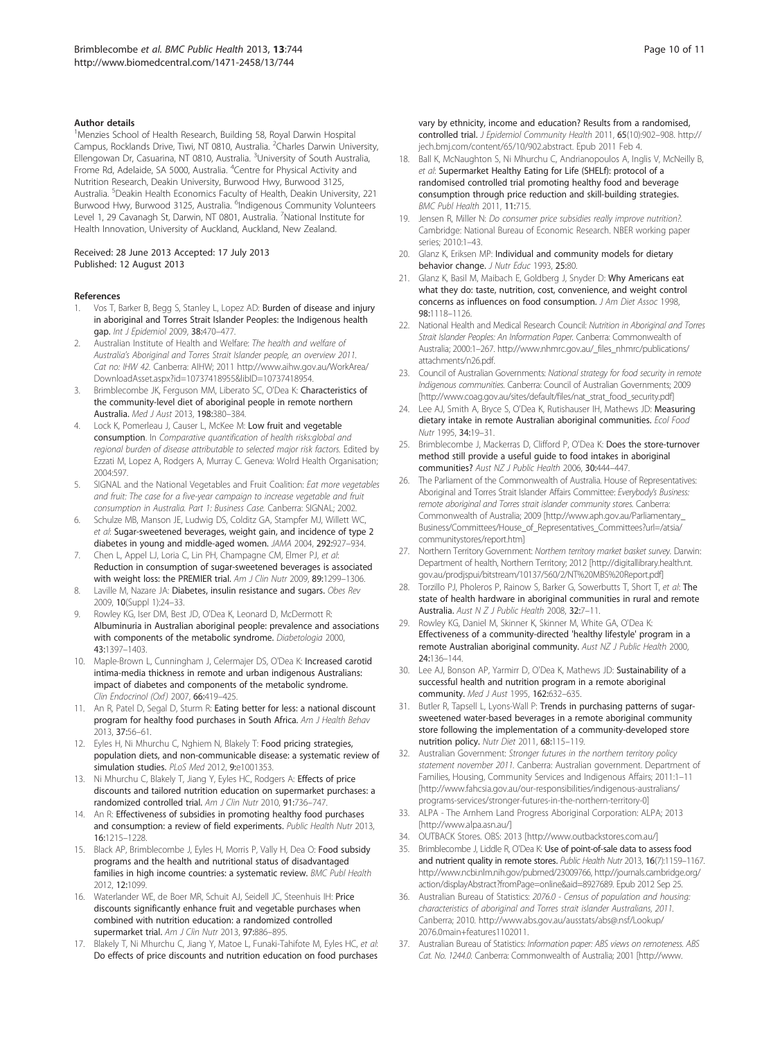#### Author details

[1]Menzies School of Health Research, Building 58, Royal Darwin Hospital Campus, Rocklands Drive, Tiwi, NT 0810, Australia. [2]Charles Darwin University, Ellengowan Dr, Casuarina, NT 0810, Australia. [3]University of South Australia, Frome Rd, Adelaide, SA 5000, Australia. [4]Centre for Physical Activity and Nutrition Research, Deakin University, Burwood Hwy, Burwood 3125, Australia. [5]Deakin Health Economics Faculty of Health, Deakin University, 221 Burwood Hwy, Burwood 3125, Australia. [6]Indigenous Community Volunteers Level 1, 29 Cavanagh St, Darwin, NT 0801, Australia. [7]National Institute for Health Innovation, University of Auckland, Auckland, New Zealand.

Received: 28 June 2013 Accepted: 17 July 2013
Published: 12 August 2013

#### References

1. Vos T, Barker B, Begg S, Stanley L, Lopez AD: **Burden of disease and injury in aboriginal and Torres Strait Islander Peoples: the Indigenous health gap.** *Int J Epidemiol* 2009, **38:**470–477.
2. Australian Institute of Health and Welfare: *The health and welfare of Australia's Aboriginal and Torres Strait Islander people, an overview 2011. Cat no: IHW 42.* Canberra: AIHW; 2011 http://www.aihw.gov.au/WorkArea/DownloadAsset.aspx?id=10737418955&libID=10737418954.
3. Brimblecombe JK, Ferguson MM, Liberato SC, O'Dea K: **Characteristics of the community-level diet of aboriginal people in remote northern Australia.** *Med J Aust* 2013, **198:**380–384.
4. Lock K, Pomerleau J, Causer L, McKee M: **Low fruit and vegetable consumption**. In *Comparative quantification of health risks:global and regional burden of disease attributable to selected major risk factors.* Edited by Ezzati M, Lopez A, Rodgers A, Murray C. Geneva: Wolrd Health Organisation; 2004:597.
5. SIGNAL and the National Vegetables and Fruit Coalition: *Eat more vegetables and fruit: The case for a five-year campaign to increase vegetable and fruit consumption in Australia. Part 1: Business Case.* Canberra: SIGNAL; 2002.
6. Schulze MB, Manson JE, Ludwig DS, Colditz GA, Stampfer MJ, Willett WC, *et al*: **Sugar-sweetened beverages, weight gain, and incidence of type 2 diabetes in young and middle-aged women.** *JAMA* 2004, **292:**927–934.
7. Chen L, Appel LJ, Loria C, Lin PH, Champagne CM, Elmer PJ, *et al*: **Reduction in consumption of sugar-sweetened beverages is associated with weight loss: the PREMIER trial.** *Am J Clin Nutr* 2009, **89:**1299–1306.
8. Laville M, Nazare JA: **Diabetes, insulin resistance and sugars.** *Obes Rev* 2009, **10**(Suppl 1):24–33.
9. Rowley KG, Iser DM, Best JD, O'Dea K, Leonard D, McDermott R: **Albuminuria in Australian aboriginal people: prevalence and associations with components of the metabolic syndrome.** *Diabetologia* 2000, **43:**1397–1403.
10. Maple-Brown L, Cunningham J, Celermajer DS, O'Dea K: **Increased carotid intima-media thickness in remote and urban indigenous Australians: impact of diabetes and components of the metabolic syndrome.** *Clin Endocrinol (Oxf)* 2007, **66:**419–425.
11. An R, Patel D, Segal D, Sturm R: **Eating better for less: a national discount program for healthy food purchases in South Africa.** *Am J Health Behav* 2013, **37:**56–61.
12. Eyles H, Ni Mhurchu C, Nghiem N, Blakely T: **Food pricing strategies, population diets, and non-communicable disease: a systematic review of simulation studies.** *PLoS Med* 2012, **9:**e1001353.
13. Ni Mhurchu C, Blakely T, Jiang Y, Eyles HC, Rodgers A: **Effects of price discounts and tailored nutrition education on supermarket purchases: a randomized controlled trial.** *Am J Clin Nutr* 2010, **91:**736–747.
14. An R: **Effectiveness of subsidies in promoting healthy food purchases and consumption: a review of field experiments.** *Public Health Nutr* 2013, **16:**1215–1228.
15. Black AP, Brimblecombe J, Eyles H, Morris P, Vally H, Dea O: **Food subsidy programs and the health and nutritional status of disadvantaged families in high income countries: a systematic review.** *BMC Publ Health* 2012, **12:**1099.
16. Waterlander WE, de Boer MR, Schuit AJ, Seidell JC, Steenhuis IH: **Price discounts significantly enhance fruit and vegetable purchases when combined with nutrition education: a randomized controlled supermarket trial.** *Am J Clin Nutr* 2013, **97:**886–895.
17. Blakely T, Ni Mhurchu C, Jiang Y, Matoe L, Funaki-Tahifote M, Eyles HC, *et al*: **Do effects of price discounts and nutrition education on food purchases vary by ethnicity, income and education? Results from a randomised, controlled trial.** *J Epidemiol Community Health* 2011, **65**(10):902–908. http://jech.bmj.com/content/65/10/902.abstract. Epub 2011 Feb 4.
18. Ball K, McNaughton S, Ni Mhurchu C, Andrianopoulos A, Inglis V, McNeilly B, *et al*: **Supermarket Healthy Eating for Life (SHELf): protocol of a randomised controlled trial promoting healthy food and beverage consumption through price reduction and skill-building strategies.** *BMC Publ Health* 2011, **11:**715.
19. Jensen R, Miller N: *Do consumer price subsidies really improve nutrition?*. Cambridge: National Bureau of Economic Research. NBER working paper series; 2010:1–43.
20. Glanz K, Eriksen MP: **Individual and community models for dietary behavior change.** *J Nutr Educ* 1993, **25:**80.
21. Glanz K, Basil M, Maibach E, Goldberg J, Snyder D: **Why Americans eat what they do: taste, nutrition, cost, convenience, and weight control concerns as influences on food consumption.** *J Am Diet Assoc* 1998, **98:**1118–1126.
22. National Health and Medical Research Council: *Nutrition in Aboriginal and Torres Strait Islander Peoples: An Information Paper.* Canberra: Commonwealth of Australia; 2000:1–267. http://www.nhmrc.gov.au/_files_nhmrc/publications/attachments/n26.pdf.
23. Council of Australian Governments: *National strategy for food security in remote Indigenous communities.* Canberra: Council of Australian Governments; 2009 [http://www.coag.gov.au/sites/default/files/nat_strat_food_security.pdf]
24. Lee AJ, Smith A, Bryce S, O'Dea K, Rutishauser IH, Mathews JD: **Measuring dietary intake in remote Australian aboriginal communities.** *Ecol Food Nutr* 1995, **34:**19–31.
25. Brimblecombe J, Mackerras D, Clifford P, O'Dea K: **Does the store-turnover method still provide a useful guide to food intakes in aboriginal communities?** *Aust NZ J Public Health* 2006, **30:**444–447.
26. The Parliament of the Commonwealth of Australia. House of Representatives: Aboriginal and Torres Strait Islander Affairs Committee: *Everybody's Business: remote aboriginal and Torres strait islander community stores.* Canberra: Commonwealth of Australia; 2009 [http://www.aph.gov.au/Parliamentary_Business/Committees/House_of_Representatives_Committees?url=/atsia/communitystores/report.htm]
27. Northern Territory Government: *Northern territory market basket survey.* Darwin: Department of health, Northern Territory; 2012 [http://digitallibrary.health.nt.gov.au/prodjspui/bitstream/10137/560/2/NT%20MBS%20Report.pdf]
28. Torzillo PJ, Pholeros P, Rainow S, Barker G, Sowerbutts T, Short T, *et al*: **The state of health hardware in aboriginal communities in rural and remote Australia.** *Aust N Z J Public Health* 2008, **32:**7–11.
29. Rowley KG, Daniel M, Skinner K, Skinner M, White GA, O'Dea K: **Effectiveness of a community-directed 'healthy lifestyle' program in a remote Australian aboriginal community.** *Aust NZ J Public Health* 2000, **24:**136–144.
30. Lee AJ, Bonson AP, Yarmirr D, O'Dea K, Mathews JD: **Sustainability of a successful health and nutrition program in a remote aboriginal community.** *Med J Aust* 1995, **162:**632–635.
31. Butler R, Tapsell L, Lyons-Wall P: **Trends in purchasing patterns of sugar-sweetened water-based beverages in a remote aboriginal community store following the implementation of a community-developed store nutrition policy.** *Nutr Diet* 2011, **68:**115–119.
32. Australian Government: *Stronger futures in the northern territory policy statement november 2011.* Canberra: Australian government. Department of Families, Housing, Community Services and Indigenous Affairs; 2011:1–11 [http://www.fahcsia.gov.au/our-responsibilities/indigenous-australians/programs-services/stronger-futures-in-the-northern-territory-0]
33. ALPA - The Arnhem Land Progress Aboriginal Corporation: ALPA; 2013 [http://www.alpa.asn.au/]
34. OUTBACK Stores. OBS: 2013 [http://www.outbackstores.com.au/]
35. Brimblecombe J, Liddle R, O'Dea K: **Use of point-of-sale data to assess food and nutrient quality in remote stores.** *Public Health Nutr* 2013, **16**(7):1159–1167. http://www.ncbi.nlm.nih.gov/pubmed/23009766, http://journals.cambridge.org/action/displayAbstract?fromPage=online&aid=8927689. Epub 2012 Sep 25.
36. Australian Bureau of Statistics: *2076.0 - Census of population and housing: characteristics of aboriginal and Torres strait islander Australians, 2011.* Canberra; 2010. http://www.abs.gov.au/ausstats/abs@.nsf/Lookup/2076.0main+features1102011.
37. Australian Bureau of Statistics: *Information paper: ABS views on remoteness. ABS Cat. No. 1244.0.* Canberra: Commonwealth of Australia; 2001 [http://www.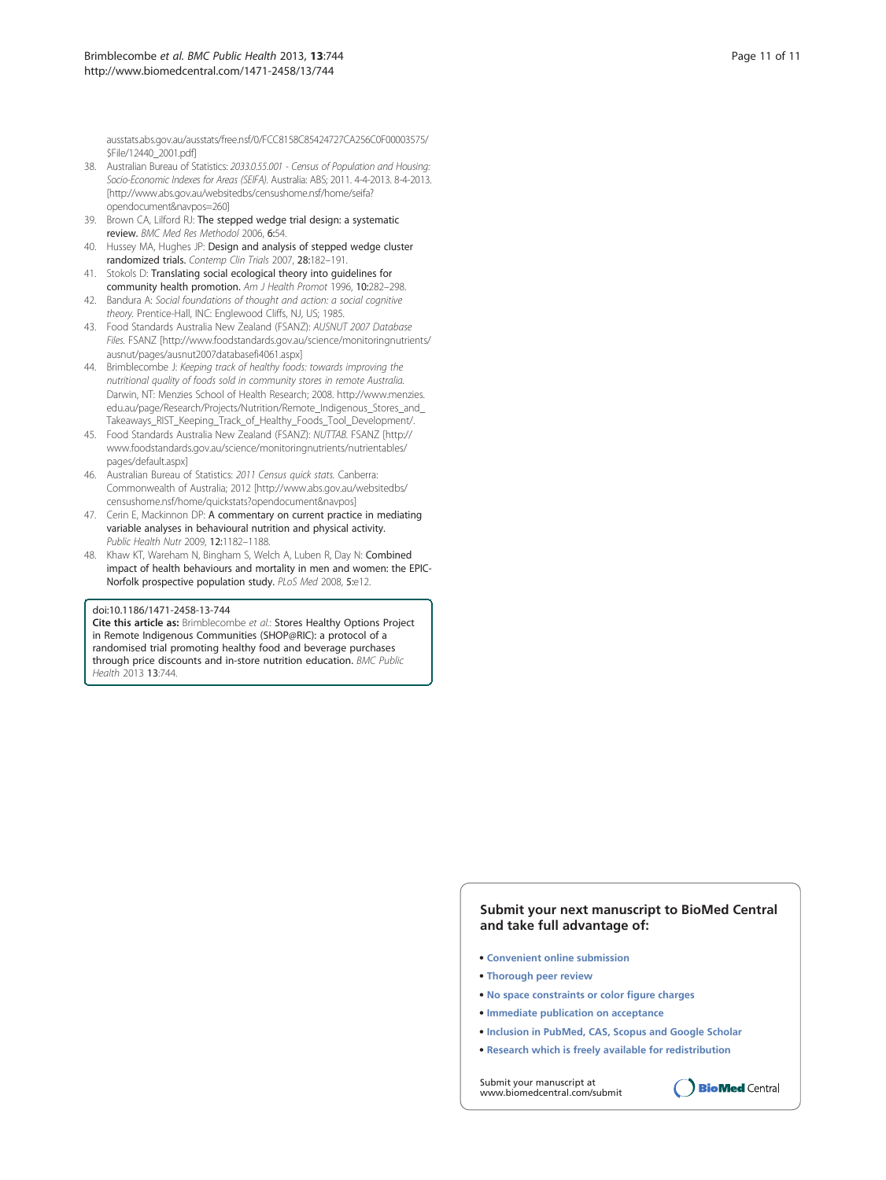ausstats.abs.gov.au/ausstats/free.nsf/0/FCC8158C85424727CA256C0F00003575/$File/12440_2001.pdf]

38. Australian Bureau of Statistics: *2033.0.55.001 - Census of Population and Housing: Socio-Economic Indexes for Areas (SEIFA)*. Australia: ABS; 2011. 4-4-2013. 8-4-2013. [http://www.abs.gov.au/websitedbs/censushome.nsf/home/seifa?opendocument&navpos=260]
39. Brown CA, Lilford RJ: **The stepped wedge trial design: a systematic review.** *BMC Med Res Methodol* 2006, **6:**54.
40. Hussey MA, Hughes JP: **Design and analysis of stepped wedge cluster randomized trials.** *Contemp Clin Trials* 2007, **28:**182–191.
41. Stokols D: **Translating social ecological theory into guidelines for community health promotion.** *Am J Health Promot* 1996, **10:**282–298.
42. Bandura A: *Social foundations of thought and action: a social cognitive theory.* Prentice-Hall, INC: Englewood Cliffs, NJ, US; 1985.
43. Food Standards Australia New Zealand (FSANZ): *AUSNUT 2007 Database Files.* FSANZ [http://www.foodstandards.gov.au/science/monitoringnutrients/ausnut/pages/ausnut2007databasefi4061.aspx]
44. Brimblecombe J: *Keeping track of healthy foods: towards improving the nutritional quality of foods sold in community stores in remote Australia.* Darwin, NT: Menzies School of Health Research; 2008. http://www.menzies.edu.au/page/Research/Projects/Nutrition/Remote_Indigenous_Stores_and_Takeaways_RIST_Keeping_Track_of_Healthy_Foods_Tool_Development/.
45. Food Standards Australia New Zealand (FSANZ): *NUTTAB.* FSANZ [http://www.foodstandards.gov.au/science/monitoringnutrients/nutrientables/pages/default.aspx]
46. Australian Bureau of Statistics: *2011 Census quick stats.* Canberra: Commonwealth of Australia; 2012 [http://www.abs.gov.au/websitedbs/censushome.nsf/home/quickstats?opendocument&navpos]
47. Cerin E, Mackinnon DP: **A commentary on current practice in mediating variable analyses in behavioural nutrition and physical activity.** *Public Health Nutr* 2009, **12:**1182–1188.
48. Khaw KT, Wareham N, Bingham S, Welch A, Luben R, Day N: **Combined impact of health behaviours and mortality in men and women: the EPIC-Norfolk prospective population study.** *PLoS Med* 2008, **5:**e12.

doi:10.1186/1471-2458-13-744

**Cite this article as:** Brimblecombe *et al.*: Stores Healthy Options Project in Remote Indigenous Communities (SHOP@RIC): a protocol of a randomised trial promoting healthy food and beverage purchases through price discounts and in-store nutrition education. *BMC Public Health* 2013 **13**:744.

**Submit your next manuscript to BioMed Central and take full advantage of:**

- **Convenient online submission**
- **Thorough peer review**
- **No space constraints or color figure charges**
- **Immediate publication on acceptance**
- **Inclusion in PubMed, CAS, Scopus and Google Scholar**
- **Research which is freely available for redistribution**

Submit your manuscript at
www.biomedcentral.com/submit

BioMed Central